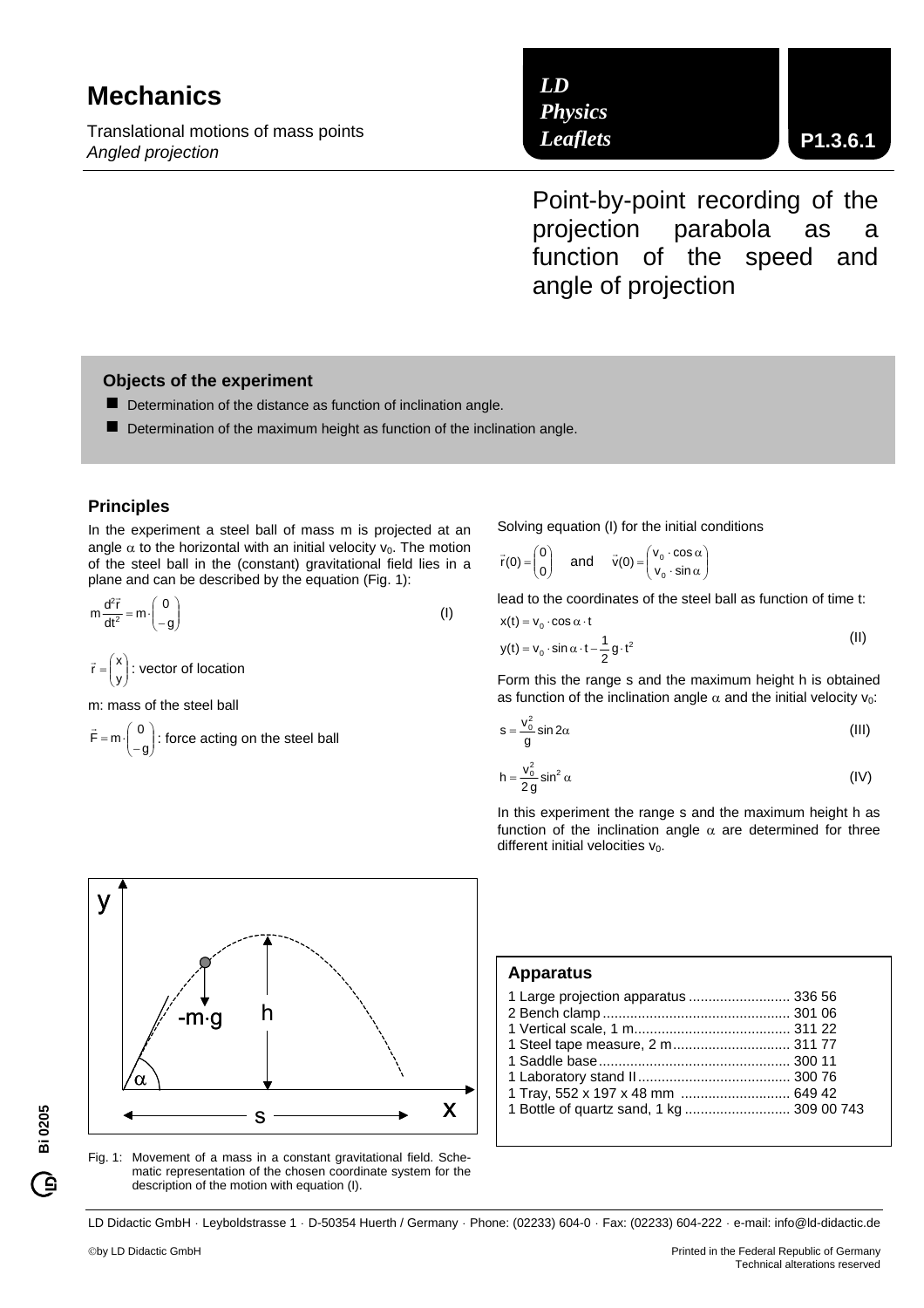# Mechanics

Translational motions of mass points
*Angled projection*

***LD Physics Leaflets*** **P1.3.6.1**

## Point-by-point recording of the projection parabola as a function of the speed and angle of projection

### Objects of the experiment

- Determination of the distance as function of inclination angle.
- Determination of the maximum height as function of the inclination angle.

### Principles

In the experiment a steel ball of mass m is projected at an angle $\alpha$ to the horizontal with an initial velocity $v_0$. The motion of the steel ball in the (constant) gravitational field lies in a plane and can be described by the equation (Fig. 1):

$$m\frac{d^2\vec{r}}{dt^2} = m\cdot\begin{pmatrix}0\\-g\end{pmatrix} \qquad \text{(I)}$$

$\vec{r} = \begin{pmatrix}x\\y\end{pmatrix}$: vector of location

m: mass of the steel ball

$\vec{F} = m\cdot\begin{pmatrix}0\\-g\end{pmatrix}$: force acting on the steel ball

Solving equation (I) for the initial conditions

$$\vec{r}(0) = \begin{pmatrix}0\\0\end{pmatrix} \quad \text{and} \quad \vec{v}(0) = \begin{pmatrix}v_0\cdot\cos\alpha\\v_0\cdot\sin\alpha\end{pmatrix}$$

lead to the coordinates of the steel ball as function of time t:

$$x(t) = v_0\cdot\cos\alpha\cdot t$$
$$y(t) = v_0\cdot\sin\alpha\cdot t - \frac{1}{2}g\cdot t^2 \qquad \text{(II)}$$

Form this the range s and the maximum height h is obtained as function of the inclination angle $\alpha$ and the initial velocity $v_0$:

$$s = \frac{v_0^2}{g}\sin 2\alpha \qquad \text{(III)}$$

$$h = \frac{v_0^2}{2g}\sin^2\alpha \qquad \text{(IV)}$$

In this experiment the range s and the maximum height h as function of the inclination angle $\alpha$ are determined for three different initial velocities $v_0$.

Fig. 1: Movement of a mass in a constant gravitational field. Schematic representation of the chosen coordinate system for the description of the motion with equation (I).

### Apparatus

| | |
|---|---|
| 1 Large projection apparatus | 336 56 |
| 2 Bench clamp | 301 06 |
| 1 Vertical scale, 1 m | 311 22 |
| 1 Steel tape measure, 2 m | 311 77 |
| 1 Saddle base | 300 11 |
| 1 Laboratory stand II | 300 76 |
| 1 Tray, 552 x 197 x 48 mm | 649 42 |
| 1 Bottle of quartz sand, 1 kg | 309 00 743 |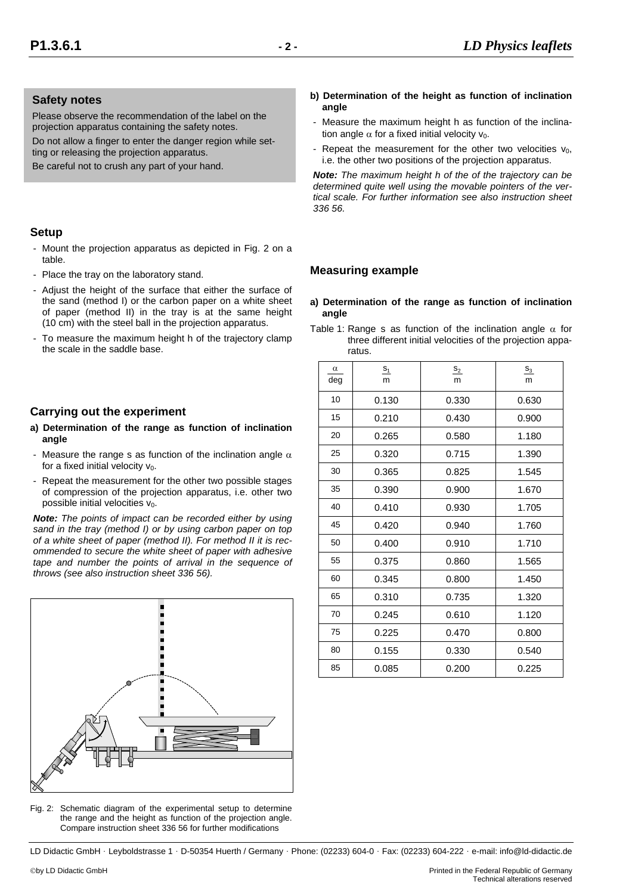## Safety notes

Please observe the recommendation of the label on the projection apparatus containing the safety notes.

Do not allow a finger to enter the danger region while setting or releasing the projection apparatus.

Be careful not to crush any part of your hand.

## Setup

- Mount the projection apparatus as depicted in Fig. 2 on a table.
- Place the tray on the laboratory stand.
- Adjust the height of the surface that either the surface of the sand (method I) or the carbon paper on a white sheet of paper (method II) in the tray is at the same height (10 cm) with the steel ball in the projection apparatus.
- To measure the maximum height h of the trajectory clamp the scale in the saddle base.

## Carrying out the experiment

**a) Determination of the range as function of inclination angle**

- Measure the range s as function of the inclination angle $\alpha$ for a fixed initial velocity $v_0$.
- Repeat the measurement for the other two possible stages of compression of the projection apparatus, i.e. other two possible initial velocities $v_0$.

***Note:*** *The points of impact can be recorded either by using sand in the tray (method I) or by using carbon paper on top of a white sheet of paper (method II). For method II it is recommended to secure the white sheet of paper with adhesive tape and number the points of arrival in the sequence of throws (see also instruction sheet 336 56).*

Fig. 2: Schematic diagram of the experimental setup to determine the range and the height as function of the projection angle. Compare instruction sheet 336 56 for further modifications

**b) Determination of the height as function of inclination angle**

- Measure the maximum height h as function of the inclination angle $\alpha$ for a fixed initial velocity $v_0$.
- Repeat the measurement for the other two velocities $v_0$, i.e. the other two positions of the projection apparatus.

***Note:*** *The maximum height h of the of the trajectory can be determined quite well using the movable pointers of the vertical scale. For further information see also instruction sheet 336 56.*

## Measuring example

**a) Determination of the range as function of inclination angle**

Table 1: Range s as function of the inclination angle $\alpha$ for three different initial velocities of the projection apparatus.

| $\frac{\alpha}{\text{deg}}$ | $\frac{s_1}{\text{m}}$ | $\frac{s_2}{\text{m}}$ | $\frac{s_3}{\text{m}}$ |
|---|---|---|---|
| 10 | 0.130 | 0.330 | 0.630 |
| 15 | 0.210 | 0.430 | 0.900 |
| 20 | 0.265 | 0.580 | 1.180 |
| 25 | 0.320 | 0.715 | 1.390 |
| 30 | 0.365 | 0.825 | 1.545 |
| 35 | 0.390 | 0.900 | 1.670 |
| 40 | 0.410 | 0.930 | 1.705 |
| 45 | 0.420 | 0.940 | 1.760 |
| 50 | 0.400 | 0.910 | 1.710 |
| 55 | 0.375 | 0.860 | 1.565 |
| 60 | 0.345 | 0.800 | 1.450 |
| 65 | 0.310 | 0.735 | 1.320 |
| 70 | 0.245 | 0.610 | 1.120 |
| 75 | 0.225 | 0.470 | 0.800 |
| 80 | 0.155 | 0.330 | 0.540 |
| 85 | 0.085 | 0.200 | 0.225 |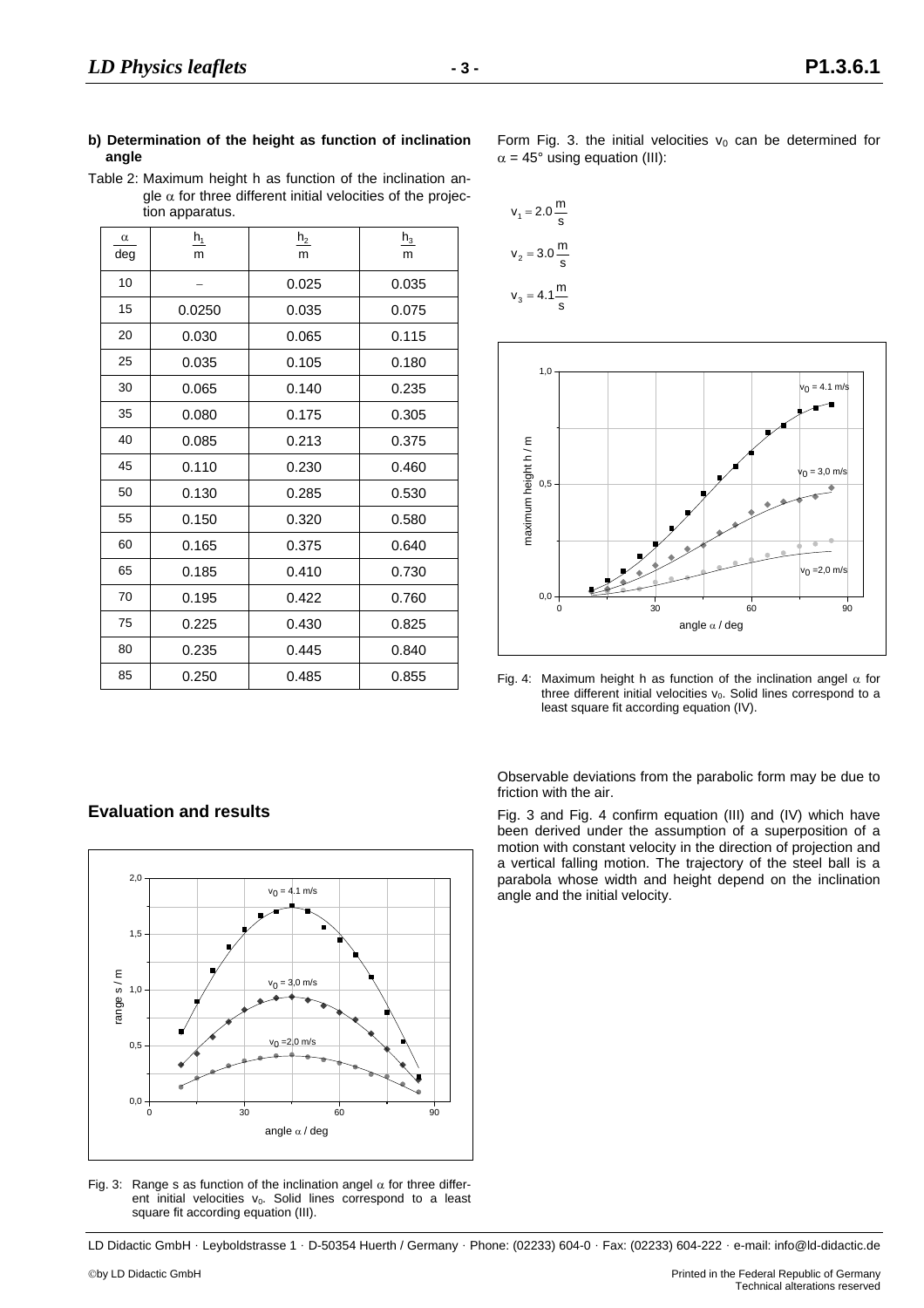**b) Determination of the height as function of inclination angle**

Table 2: Maximum height h as function of the inclination angle $\alpha$ for three different initial velocities of the projection apparatus.

| $\frac{\alpha}{\text{deg}}$ | $\frac{h_1}{\text{m}}$ | $\frac{h_2}{\text{m}}$ | $\frac{h_3}{\text{m}}$ |
|---|---|---|---|
| 10 | – | 0.025 | 0.035 |
| 15 | 0.0250 | 0.035 | 0.075 |
| 20 | 0.030 | 0.065 | 0.115 |
| 25 | 0.035 | 0.105 | 0.180 |
| 30 | 0.065 | 0.140 | 0.235 |
| 35 | 0.080 | 0.175 | 0.305 |
| 40 | 0.085 | 0.213 | 0.375 |
| 45 | 0.110 | 0.230 | 0.460 |
| 50 | 0.130 | 0.285 | 0.530 |
| 55 | 0.150 | 0.320 | 0.580 |
| 60 | 0.165 | 0.375 | 0.640 |
| 65 | 0.185 | 0.410 | 0.730 |
| 70 | 0.195 | 0.422 | 0.760 |
| 75 | 0.225 | 0.430 | 0.825 |
| 80 | 0.235 | 0.445 | 0.840 |
| 85 | 0.250 | 0.485 | 0.855 |

## Evaluation and results

Fig. 3: Range s as function of the inclination angel $\alpha$ for three different initial velocities $v_0$. Solid lines correspond to a least square fit according equation (III).

Form Fig. 3. the initial velocities $v_0$ can be determined for $\alpha = 45°$ using equation (III):

$$v_1 = 2.0\,\frac{\text{m}}{\text{s}}$$

$$v_2 = 3.0\,\frac{\text{m}}{\text{s}}$$

$$v_3 = 4.1\,\frac{\text{m}}{\text{s}}$$

Fig. 4: Maximum height h as function of the inclination angel $\alpha$ for three different initial velocities $v_0$. Solid lines correspond to a least square fit according equation (IV).

Observable deviations from the parabolic form may be due to friction with the air.

Fig. 3 and Fig. 4 confirm equation (III) and (IV) which have been derived under the assumption of a superposition of a motion with constant velocity in the direction of projection and a vertical falling motion. The trajectory of the steel ball is a parabola whose width and height depend on the inclination angle and the initial velocity.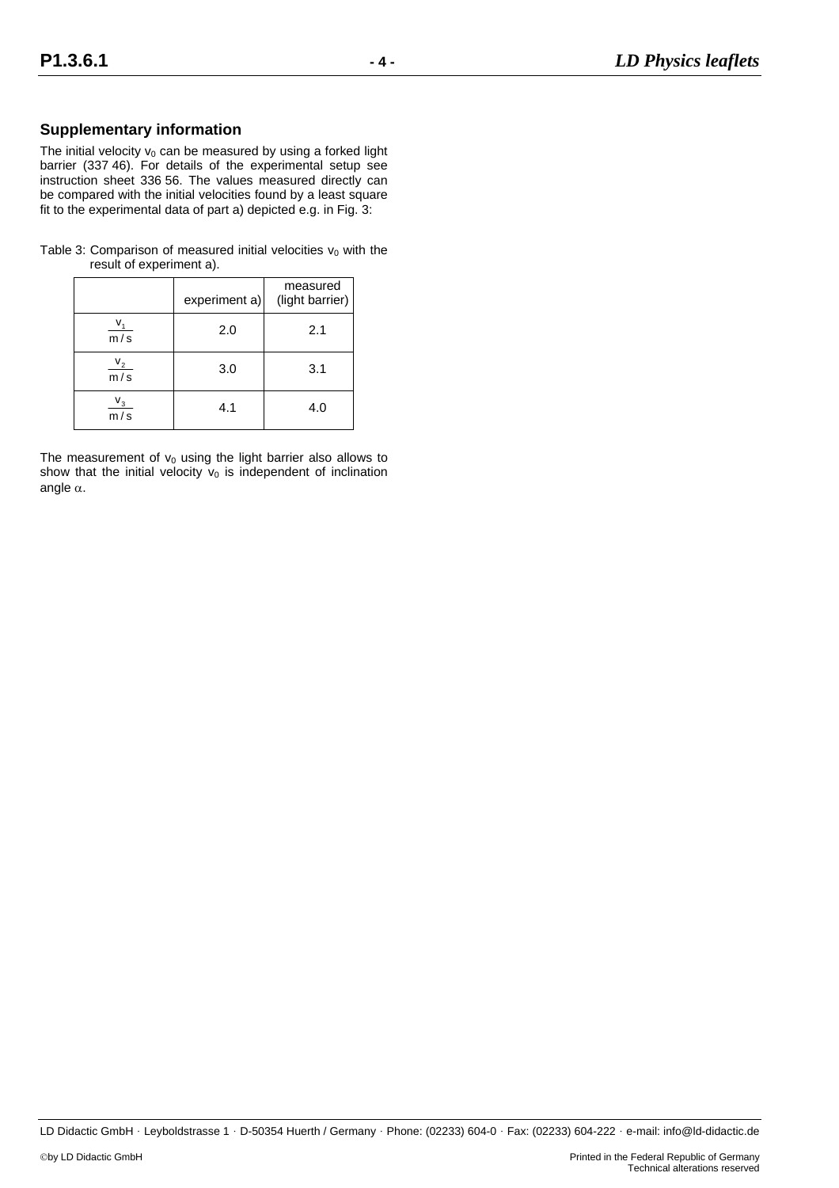## Supplementary information

The initial velocity $v_0$ can be measured by using a forked light barrier (337 46). For details of the experimental setup see instruction sheet 336 56. The values measured directly can be compared with the initial velocities found by a least square fit to the experimental data of part a) depicted e.g. in Fig. 3:

Table 3: Comparison of measured initial velocities $v_0$ with the result of experiment a).

| | experiment a) | measured (light barrier) |
|---|---|---|
| $\frac{v_1}{m/s}$ | 2.0 | 2.1 |
| $\frac{v_2}{m/s}$ | 3.0 | 3.1 |
| $\frac{v_3}{m/s}$ | 4.1 | 4.0 |

The measurement of $v_0$ using the light barrier also allows to show that the initial velocity $v_0$ is independent of inclination angle $\alpha$.

LD Didactic GmbH · Leyboldstrasse 1 · D-50354 Huerth / Germany · Phone: (02233) 604-0 · Fax: (02233) 604-222 · e-mail: info@ld-didactic.de

©by LD Didactic GmbH

Printed in the Federal Republic of Germany
Technical alterations reserved